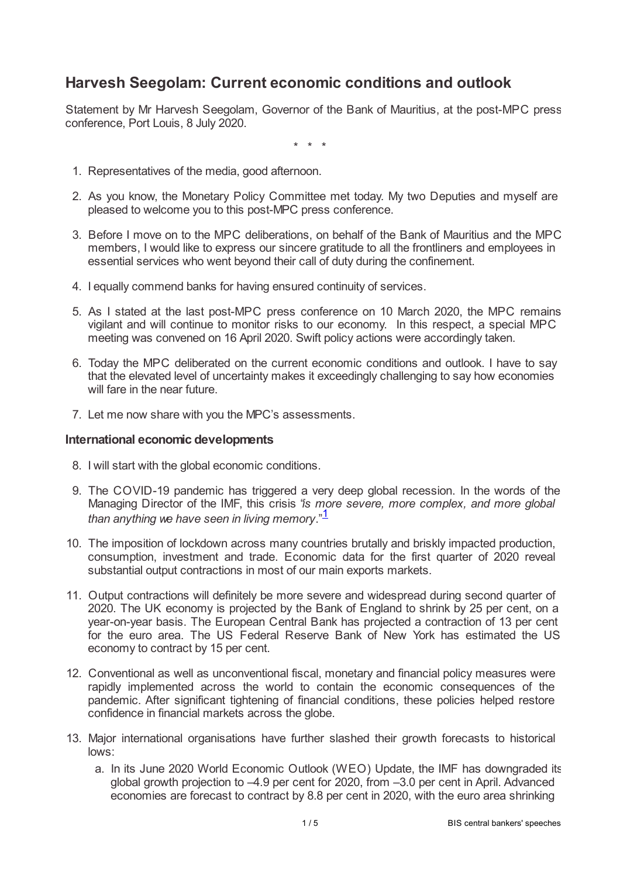# Harvesh Seegolam: Current economic conditions and outlook

Statement by Mr Harvesh Seegolam, Governor of the Bank of Mauritius, at the post-MPC press conference, Port Louis, 8 July 2020.

\* \* \*

1. Representatives of the media, good afternoon.
2. As you know, the Monetary Policy Committee met today. My two Deputies and myself are pleased to welcome you to this post-MPC press conference.
3. Before I move on to the MPC deliberations, on behalf of the Bank of Mauritius and the MPC members, I would like to express our sincere gratitude to all the frontliners and employees in essential services who went beyond their call of duty during the confinement.
4. I equally commend banks for having ensured continuity of services.
5. As I stated at the last post-MPC press conference on 10 March 2020, the MPC remains vigilant and will continue to monitor risks to our economy. In this respect, a special MPC meeting was convened on 16 April 2020. Swift policy actions were accordingly taken.
6. Today the MPC deliberated on the current economic conditions and outlook. I have to say that the elevated level of uncertainty makes it exceedingly challenging to say how economies will fare in the near future.
7. Let me now share with you the MPC's assessments.

### International economic developments

8. I will start with the global economic conditions.
9. The COVID-19 pandemic has triggered a very deep global recession. In the words of the Managing Director of the IMF, this crisis *"is more severe, more complex, and more global than anything we have seen in living memory*."[1]
10. The imposition of lockdown across many countries brutally and briskly impacted production, consumption, investment and trade. Economic data for the first quarter of 2020 reveal substantial output contractions in most of our main exports markets.
11. Output contractions will definitely be more severe and widespread during second quarter of 2020. The UK economy is projected by the Bank of England to shrink by 25 per cent, on a year-on-year basis. The European Central Bank has projected a contraction of 13 per cent for the euro area. The US Federal Reserve Bank of New York has estimated the US economy to contract by 15 per cent.
12. Conventional as well as unconventional fiscal, monetary and financial policy measures were rapidly implemented across the world to contain the economic consequences of the pandemic. After significant tightening of financial conditions, these policies helped restore confidence in financial markets across the globe.
13. Major international organisations have further slashed their growth forecasts to historical lows:
    a. In its June 2020 World Economic Outlook (WEO) Update, the IMF has downgraded its global growth projection to –4.9 per cent for 2020, from –3.0 per cent in April. Advanced economies are forecast to contract by 8.8 per cent in 2020, with the euro area shrinking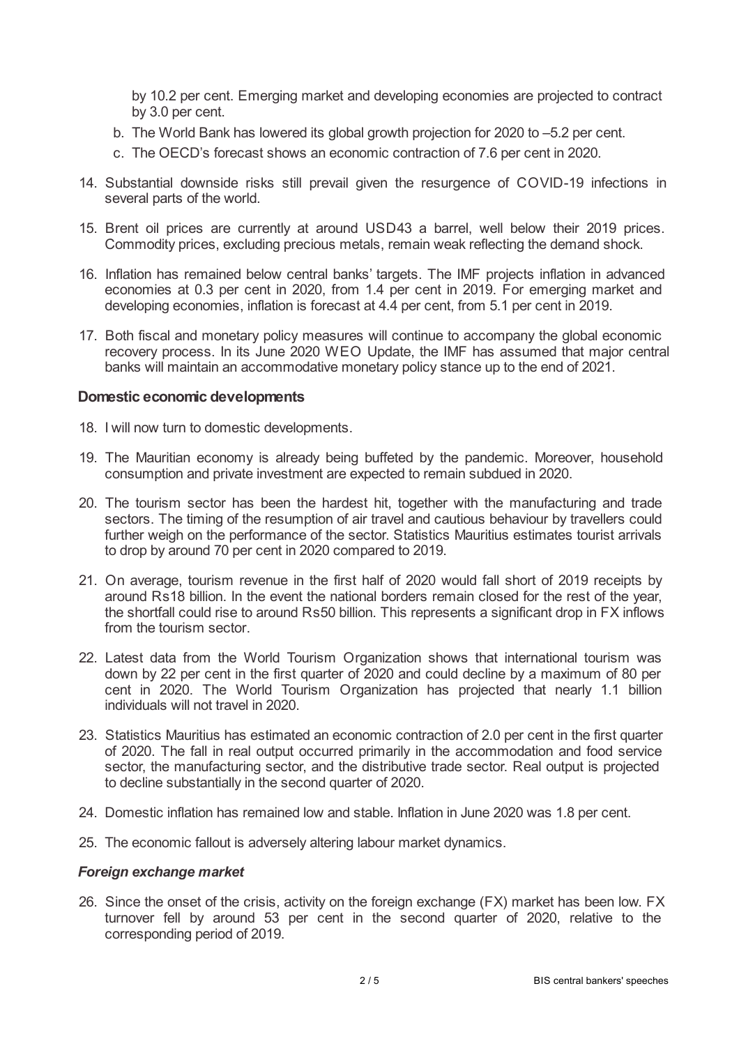by 10.2 per cent. Emerging market and developing economies are projected to contract by 3.0 per cent.

b. The World Bank has lowered its global growth projection for 2020 to –5.2 per cent.
c. The OECD's forecast shows an economic contraction of 7.6 per cent in 2020.

14. Substantial downside risks still prevail given the resurgence of COVID-19 infections in several parts of the world.
15. Brent oil prices are currently at around USD43 a barrel, well below their 2019 prices. Commodity prices, excluding precious metals, remain weak reflecting the demand shock.
16. Inflation has remained below central banks' targets. The IMF projects inflation in advanced economies at 0.3 per cent in 2020, from 1.4 per cent in 2019. For emerging market and developing economies, inflation is forecast at 4.4 per cent, from 5.1 per cent in 2019.
17. Both fiscal and monetary policy measures will continue to accompany the global economic recovery process. In its June 2020 WEO Update, the IMF has assumed that major central banks will maintain an accommodative monetary policy stance up to the end of 2021.

**Domestic economic developments**

18. I will now turn to domestic developments.
19. The Mauritian economy is already being buffeted by the pandemic. Moreover, household consumption and private investment are expected to remain subdued in 2020.
20. The tourism sector has been the hardest hit, together with the manufacturing and trade sectors. The timing of the resumption of air travel and cautious behaviour by travellers could further weigh on the performance of the sector. Statistics Mauritius estimates tourist arrivals to drop by around 70 per cent in 2020 compared to 2019.
21. On average, tourism revenue in the first half of 2020 would fall short of 2019 receipts by around Rs18 billion. In the event the national borders remain closed for the rest of the year, the shortfall could rise to around Rs50 billion. This represents a significant drop in FX inflows from the tourism sector.
22. Latest data from the World Tourism Organization shows that international tourism was down by 22 per cent in the first quarter of 2020 and could decline by a maximum of 80 per cent in 2020. The World Tourism Organization has projected that nearly 1.1 billion individuals will not travel in 2020.
23. Statistics Mauritius has estimated an economic contraction of 2.0 per cent in the first quarter of 2020. The fall in real output occurred primarily in the accommodation and food service sector, the manufacturing sector, and the distributive trade sector. Real output is projected to decline substantially in the second quarter of 2020.
24. Domestic inflation has remained low and stable. Inflation in June 2020 was 1.8 per cent.
25. The economic fallout is adversely altering labour market dynamics.

***Foreign exchange market***

26. Since the onset of the crisis, activity on the foreign exchange (FX) market has been low. FX turnover fell by around 53 per cent in the second quarter of 2020, relative to the corresponding period of 2019.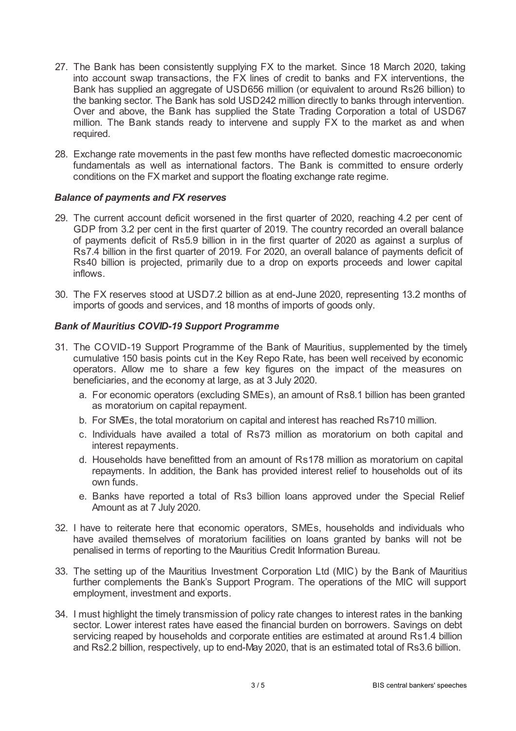27. The Bank has been consistently supplying FX to the market. Since 18 March 2020, taking into account swap transactions, the FX lines of credit to banks and FX interventions, the Bank has supplied an aggregate of USD656 million (or equivalent to around Rs26 billion) to the banking sector. The Bank has sold USD242 million directly to banks through intervention. Over and above, the Bank has supplied the State Trading Corporation a total of USD67 million. The Bank stands ready to intervene and supply FX to the market as and when required.

28. Exchange rate movements in the past few months have reflected domestic macroeconomic fundamentals as well as international factors. The Bank is committed to ensure orderly conditions on the FX market and support the floating exchange rate regime.

### *Balance of payments and FX reserves*

29. The current account deficit worsened in the first quarter of 2020, reaching 4.2 per cent of GDP from 3.2 per cent in the first quarter of 2019. The country recorded an overall balance of payments deficit of Rs5.9 billion in in the first quarter of 2020 as against a surplus of Rs7.4 billion in the first quarter of 2019. For 2020, an overall balance of payments deficit of Rs40 billion is projected, primarily due to a drop on exports proceeds and lower capital inflows.

30. The FX reserves stood at USD7.2 billion as at end-June 2020, representing 13.2 months of imports of goods and services, and 18 months of imports of goods only.

### *Bank of Mauritius COVID-19 Support Programme*

31. The COVID-19 Support Programme of the Bank of Mauritius, supplemented by the timely cumulative 150 basis points cut in the Key Repo Rate, has been well received by economic operators. Allow me to share a few key figures on the impact of the measures on beneficiaries, and the economy at large, as at 3 July 2020.

    a. For economic operators (excluding SMEs), an amount of Rs8.1 billion has been granted as moratorium on capital repayment.

    b. For SMEs, the total moratorium on capital and interest has reached Rs710 million.

    c. Individuals have availed a total of Rs73 million as moratorium on both capital and interest repayments.

    d. Households have benefitted from an amount of Rs178 million as moratorium on capital repayments. In addition, the Bank has provided interest relief to households out of its own funds.

    e. Banks have reported a total of Rs3 billion loans approved under the Special Relief Amount as at 7 July 2020.

32. I have to reiterate here that economic operators, SMEs, households and individuals who have availed themselves of moratorium facilities on loans granted by banks will not be penalised in terms of reporting to the Mauritius Credit Information Bureau.

33. The setting up of the Mauritius Investment Corporation Ltd (MIC) by the Bank of Mauritius further complements the Bank's Support Program. The operations of the MIC will support employment, investment and exports.

34. I must highlight the timely transmission of policy rate changes to interest rates in the banking sector. Lower interest rates have eased the financial burden on borrowers. Savings on debt servicing reaped by households and corporate entities are estimated at around Rs1.4 billion and Rs2.2 billion, respectively, up to end-May 2020, that is an estimated total of Rs3.6 billion.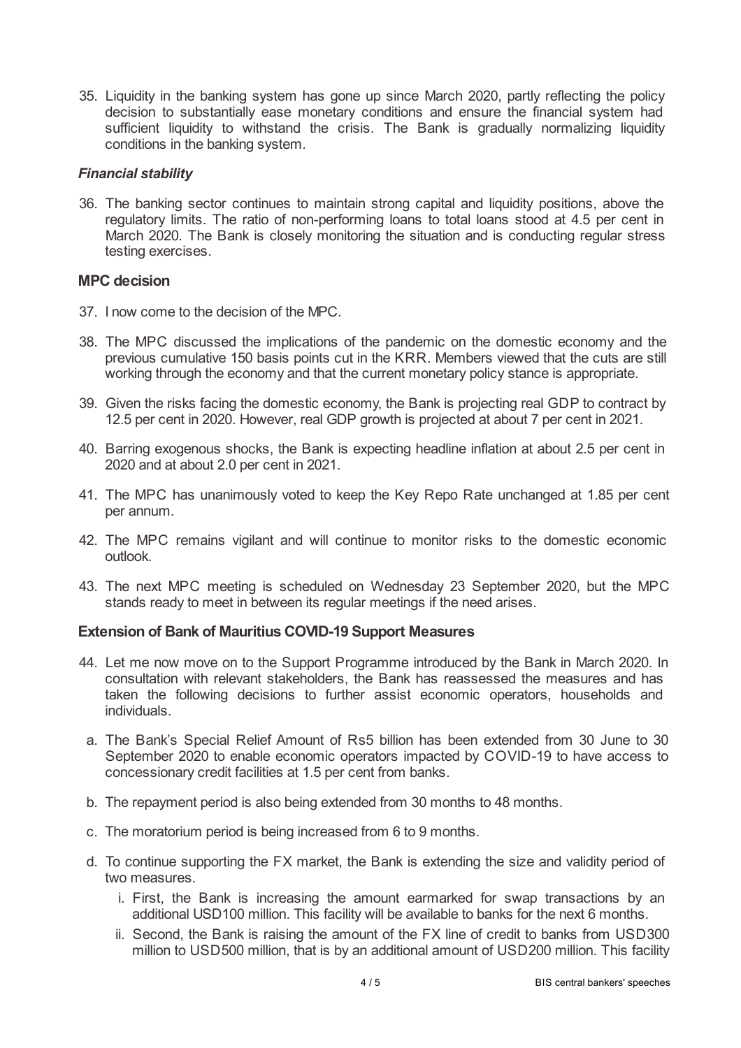35. Liquidity in the banking system has gone up since March 2020, partly reflecting the policy decision to substantially ease monetary conditions and ensure the financial system had sufficient liquidity to withstand the crisis. The Bank is gradually normalizing liquidity conditions in the banking system.

### *Financial stability*

36. The banking sector continues to maintain strong capital and liquidity positions, above the regulatory limits. The ratio of non-performing loans to total loans stood at 4.5 per cent in March 2020. The Bank is closely monitoring the situation and is conducting regular stress testing exercises.

## MPC decision

37. I now come to the decision of the MPC.

38. The MPC discussed the implications of the pandemic on the domestic economy and the previous cumulative 150 basis points cut in the KRR. Members viewed that the cuts are still working through the economy and that the current monetary policy stance is appropriate.

39. Given the risks facing the domestic economy, the Bank is projecting real GDP to contract by 12.5 per cent in 2020. However, real GDP growth is projected at about 7 per cent in 2021.

40. Barring exogenous shocks, the Bank is expecting headline inflation at about 2.5 per cent in 2020 and at about 2.0 per cent in 2021.

41. The MPC has unanimously voted to keep the Key Repo Rate unchanged at 1.85 per cent per annum.

42. The MPC remains vigilant and will continue to monitor risks to the domestic economic outlook.

43. The next MPC meeting is scheduled on Wednesday 23 September 2020, but the MPC stands ready to meet in between its regular meetings if the need arises.

## Extension of Bank of Mauritius COVID-19 Support Measures

44. Let me now move on to the Support Programme introduced by the Bank in March 2020. In consultation with relevant stakeholders, the Bank has reassessed the measures and has taken the following decisions to further assist economic operators, households and individuals.

  a. The Bank's Special Relief Amount of Rs5 billion has been extended from 30 June to 30 September 2020 to enable economic operators impacted by COVID-19 to have access to concessionary credit facilities at 1.5 per cent from banks.

  b. The repayment period is also being extended from 30 months to 48 months.

  c. The moratorium period is being increased from 6 to 9 months.

  d. To continue supporting the FX market, the Bank is extending the size and validity period of two measures.

     i. First, the Bank is increasing the amount earmarked for swap transactions by an additional USD100 million. This facility will be available to banks for the next 6 months.

     ii. Second, the Bank is raising the amount of the FX line of credit to banks from USD300 million to USD500 million, that is by an additional amount of USD200 million. This facility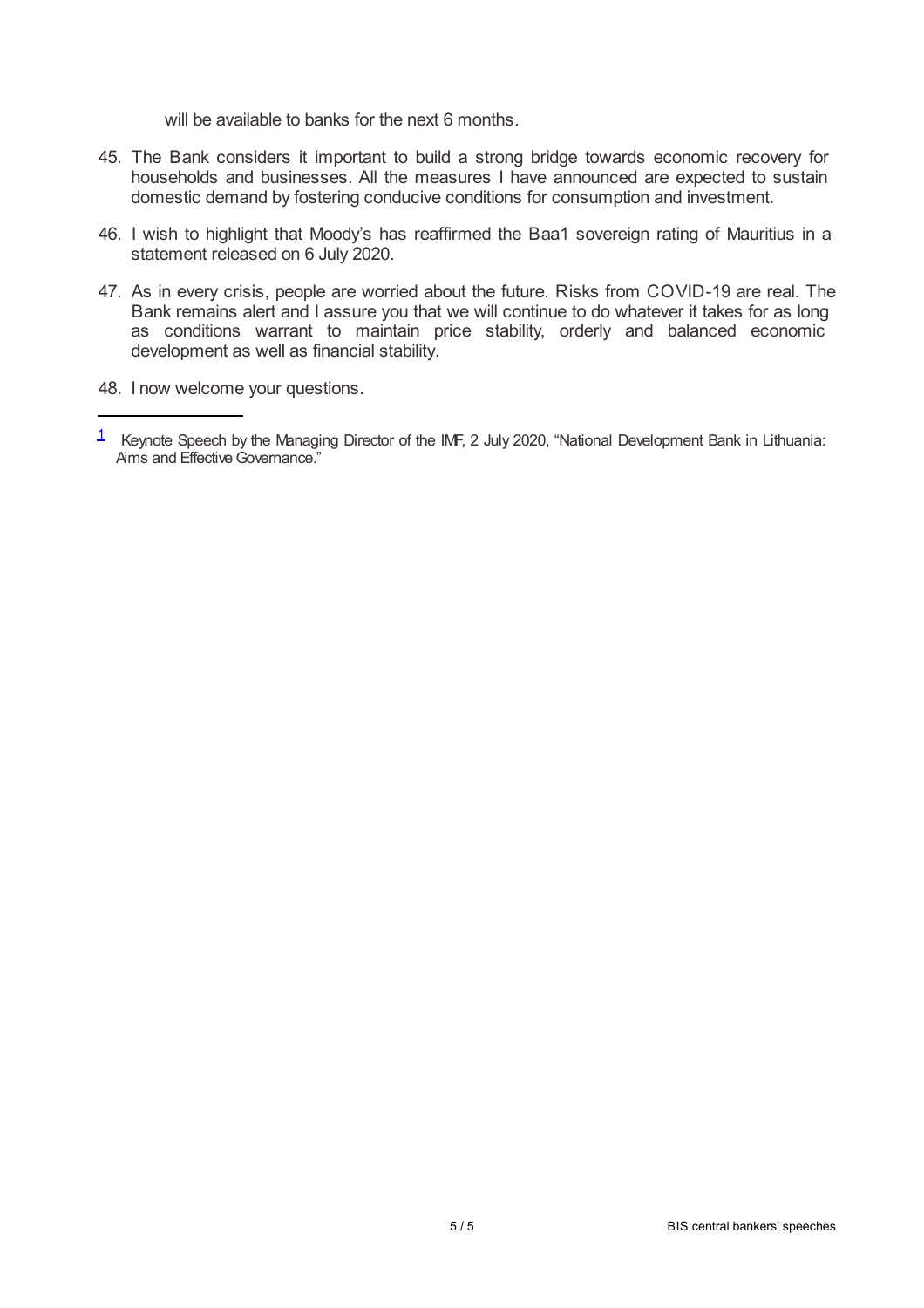will be available to banks for the next 6 months.

45. The Bank considers it important to build a strong bridge towards economic recovery for households and businesses. All the measures I have announced are expected to sustain domestic demand by fostering conducive conditions for consumption and investment.

46. I wish to highlight that Moody's has reaffirmed the Baa1 sovereign rating of Mauritius in a statement released on 6 July 2020.

47. As in every crisis, people are worried about the future. Risks from COVID-19 are real. The Bank remains alert and I assure you that we will continue to do whatever it takes for as long as conditions warrant to maintain price stability, orderly and balanced economic development as well as financial stability.

48. I now welcome your questions.

---

[1] Keynote Speech by the Managing Director of the IMF, 2 July 2020, "National Development Bank in Lithuania: Aims and Effective Governance."